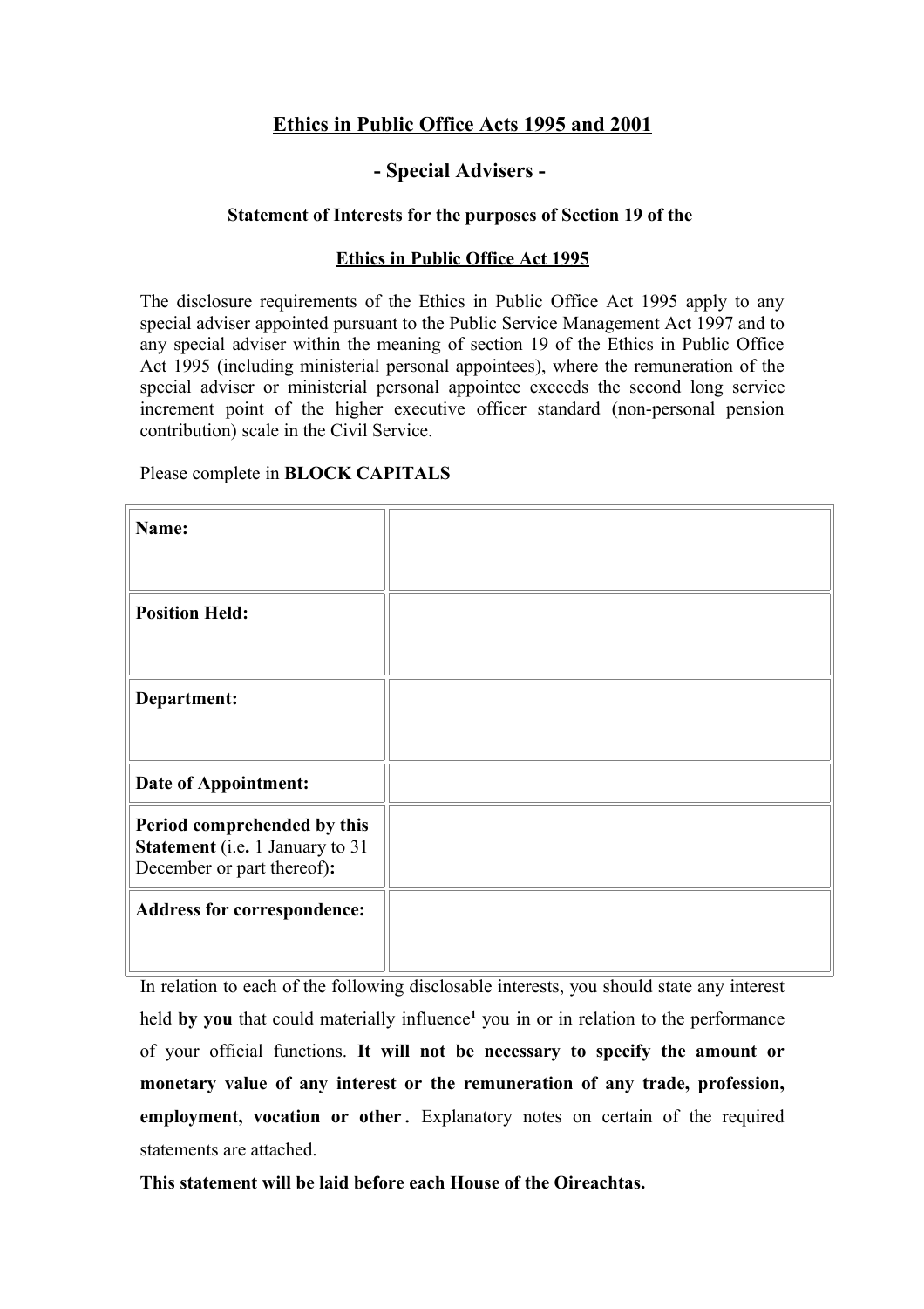# Ethics in Public Office Acts 1995 and 2001

## - Special Advisers -

### Statement of Interests for the purposes of Section 19 of the Ethics in Public Office Act 1995

The disclosure requirements of the Ethics in Public Office Act 1995 apply to any special adviser appointed pursuant to the Public Service Management Act 1997 and to any special adviser within the meaning of section 19 of the Ethics in Public Office Act 1995 (including ministerial personal appointees), where the remuneration of the special adviser or ministerial personal appointee exceeds the second long service increment point of the higher executive officer standard (non-personal pension contribution) scale in the Civil Service.

Please complete in **BLOCK CAPITALS**

| | |
|---|---|
| **Name:** | |
| **Position Held:** | |
| **Department:** | |
| **Date of Appointment:** | |
| **Period comprehended by this Statement** (i.e**.** 1 January to 31 December or part thereof)**:** | |
| **Address for correspondence:** | |

In relation to each of the following disclosable interests, you should state any interest held **by you** that could materially influence[1] you in or in relation to the performance of your official functions. **It will not be necessary to specify the amount or monetary value of any interest or the remuneration of any trade, profession, employment, vocation or other .** Explanatory notes on certain of the required statements are attached.

**This statement will be laid before each House of the Oireachtas.**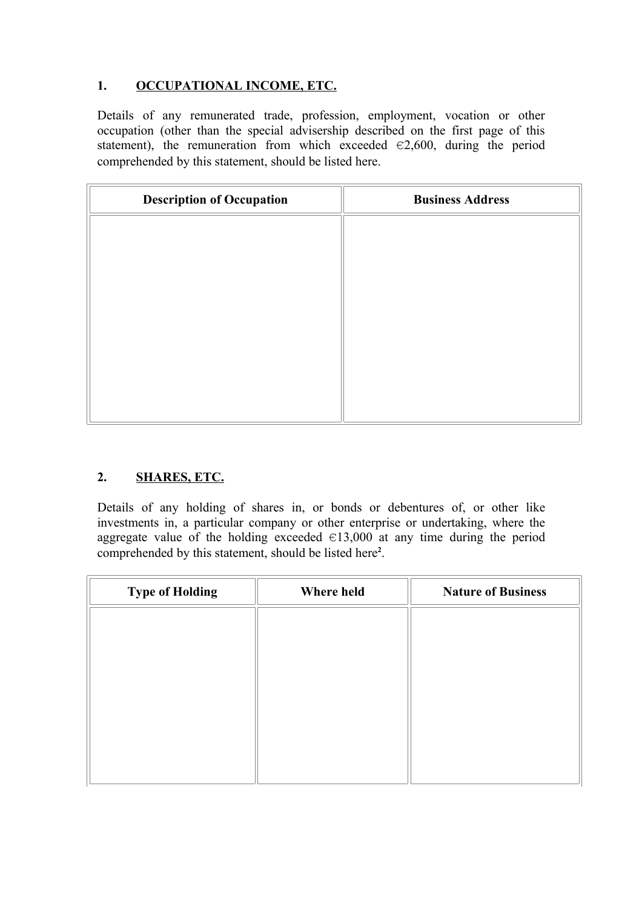## 1. OCCUPATIONAL INCOME, ETC.

Details of any remunerated trade, profession, employment, vocation or other occupation (other than the special advisership described on the first page of this statement), the remuneration from which exceeded €2,600, during the period comprehended by this statement, should be listed here.

| Description of Occupation | Business Address |
|---|---|
| | |

## 2. SHARES, ETC.

Details of any holding of shares in, or bonds or debentures of, or other like investments in, a particular company or other enterprise or undertaking, where the aggregate value of the holding exceeded €13,000 at any time during the period comprehended by this statement, should be listed here[2].

| Type of Holding | Where held | Nature of Business |
|---|---|---|
| | | |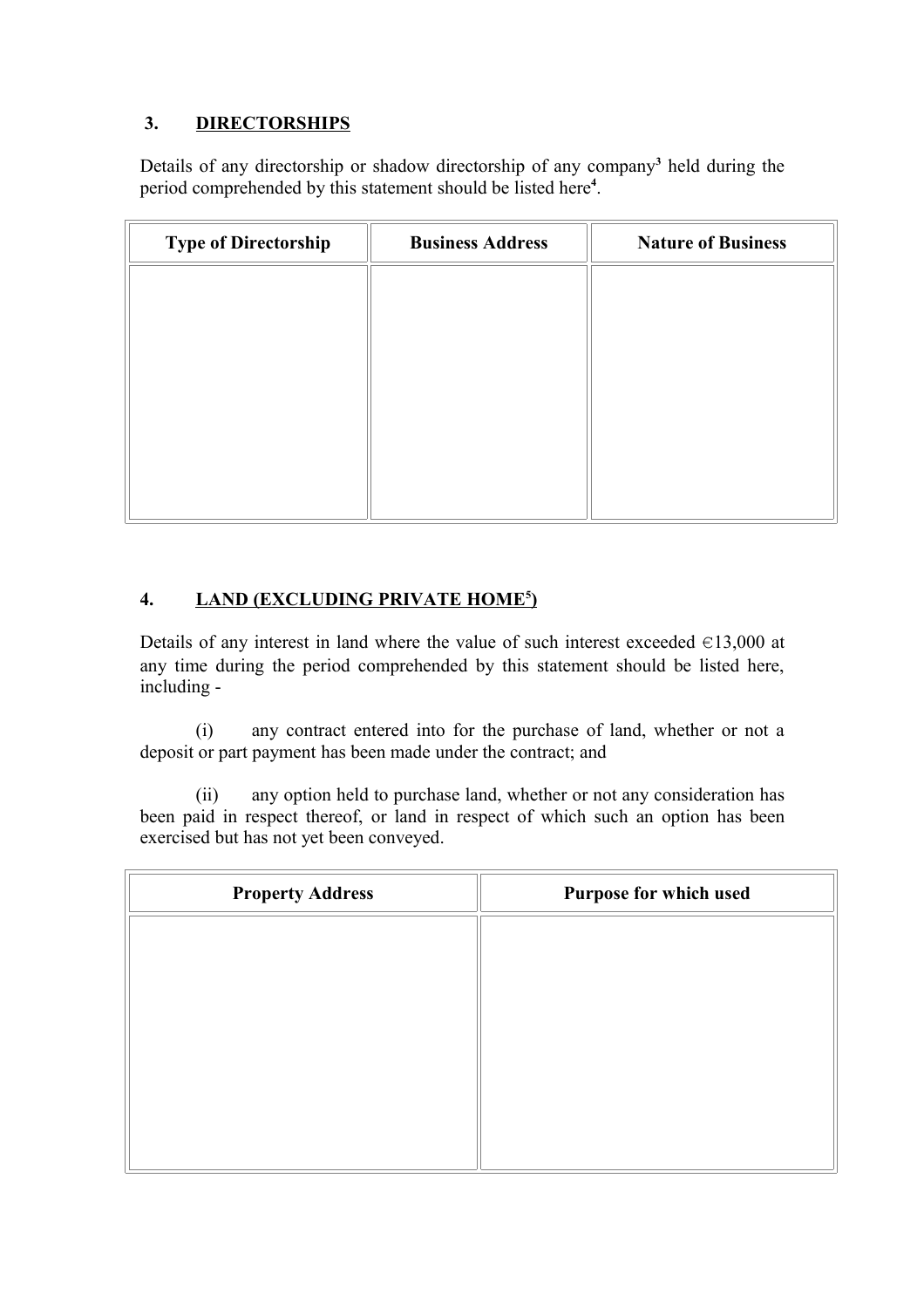## 3. DIRECTORSHIPS

Details of any directorship or shadow directorship of any company[3] held during the period comprehended by this statement should be listed here[4].

| Type of Directorship | Business Address | Nature of Business |
| --- | --- | --- |
| | | |

## 4. LAND (EXCLUDING PRIVATE HOME[5])

Details of any interest in land where the value of such interest exceeded €13,000 at any time during the period comprehended by this statement should be listed here, including -

(i) any contract entered into for the purchase of land, whether or not a deposit or part payment has been made under the contract; and

(ii) any option held to purchase land, whether or not any consideration has been paid in respect thereof, or land in respect of which such an option has been exercised but has not yet been conveyed.

| Property Address | Purpose for which used |
| --- | --- |
| | |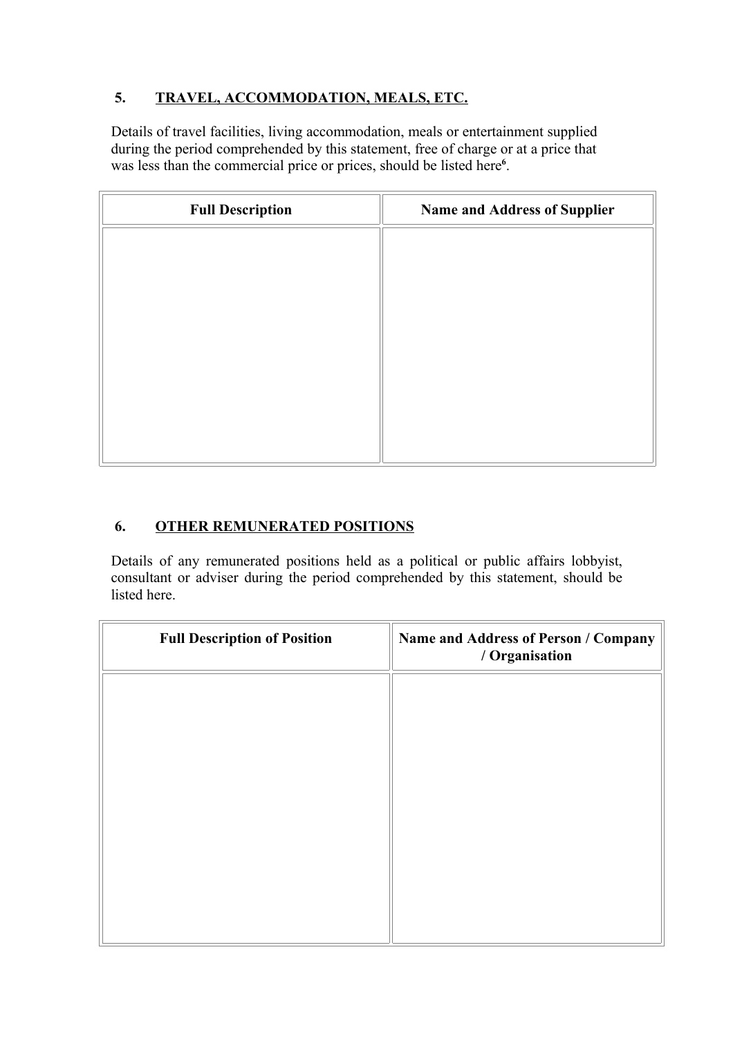## 5. TRAVEL, ACCOMMODATION, MEALS, ETC.

Details of travel facilities, living accommodation, meals or entertainment supplied during the period comprehended by this statement, free of charge or at a price that was less than the commercial price or prices, should be listed here[6].

| Full Description | Name and Address of Supplier |
|---|---|
| | |

## 6. OTHER REMUNERATED POSITIONS

Details of any remunerated positions held as a political or public affairs lobbyist, consultant or adviser during the period comprehended by this statement, should be listed here.

| Full Description of Position | Name and Address of Person / Company / Organisation |
|---|---|
| | |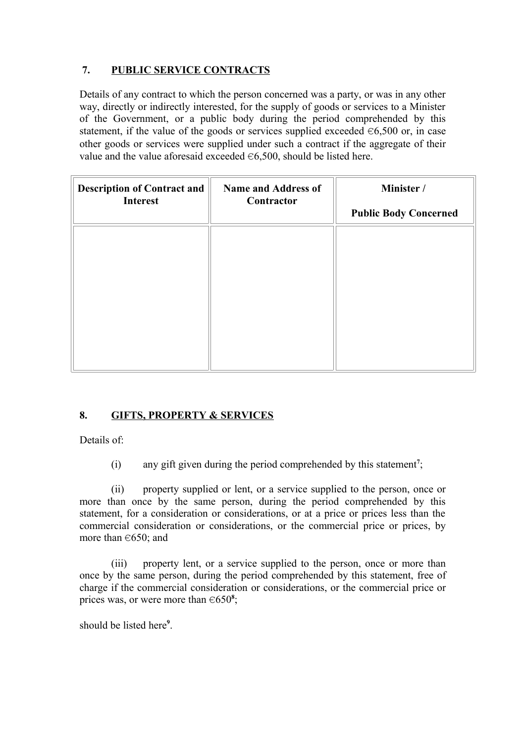## 7. PUBLIC SERVICE CONTRACTS

Details of any contract to which the person concerned was a party, or was in any other way, directly or indirectly interested, for the supply of goods or services to a Minister of the Government, or a public body during the period comprehended by this statement, if the value of the goods or services supplied exceeded €6,500 or, in case other goods or services were supplied under such a contract if the aggregate of their value and the value aforesaid exceeded €6,500, should be listed here.

| Description of Contract and Interest | Name and Address of Contractor | Minister / Public Body Concerned |
|---|---|---|
| | | |

## 8. GIFTS, PROPERTY & SERVICES

Details of:

(i) any gift given during the period comprehended by this statement[7];

(ii) property supplied or lent, or a service supplied to the person, once or more than once by the same person, during the period comprehended by this statement, for a consideration or considerations, or at a price or prices less than the commercial consideration or considerations, or the commercial price or prices, by more than €650; and

(iii) property lent, or a service supplied to the person, once or more than once by the same person, during the period comprehended by this statement, free of charge if the commercial consideration or considerations, or the commercial price or prices was, or were more than €650[8];

should be listed here[9].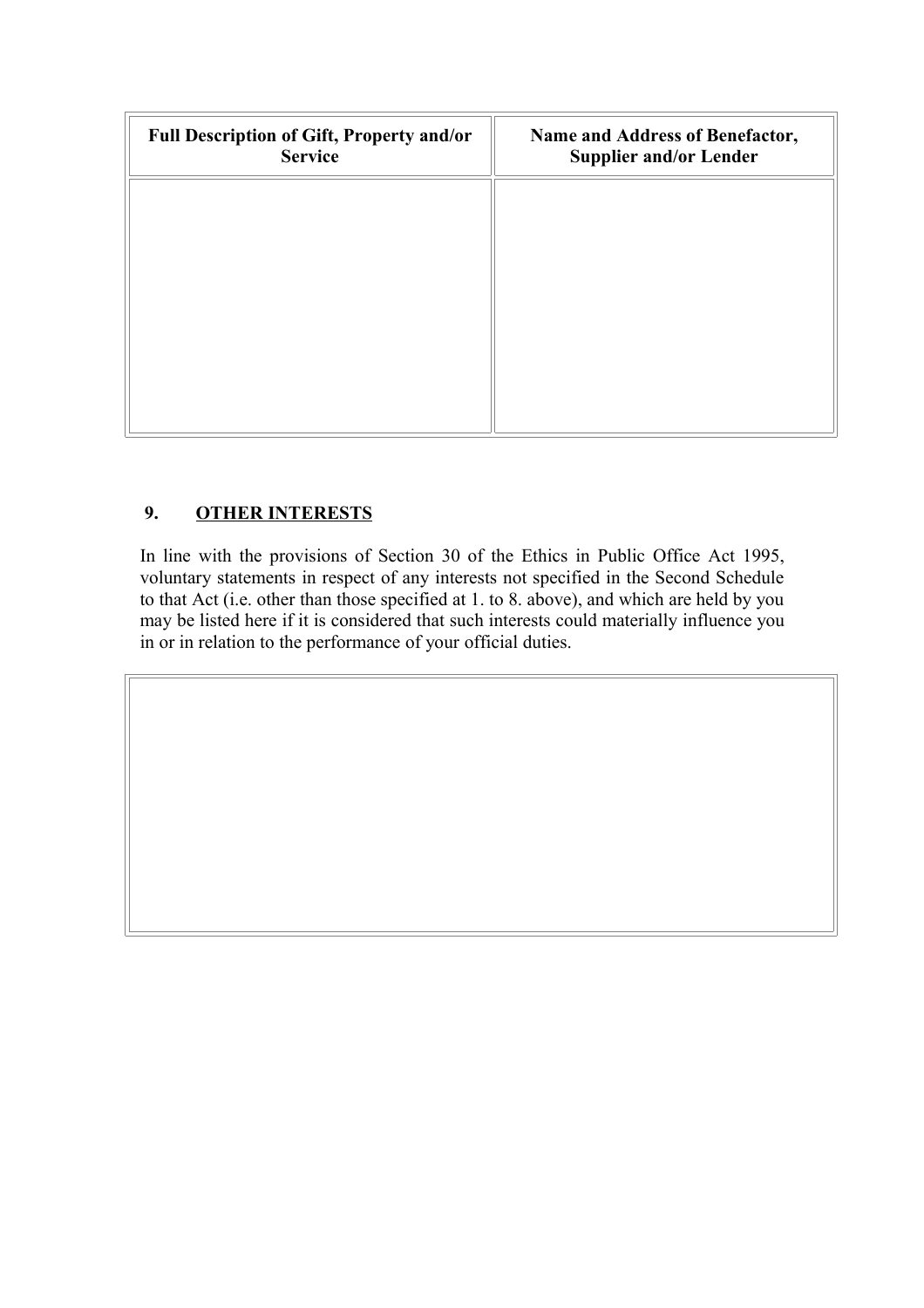| Full Description of Gift, Property and/or Service | Name and Address of Benefactor, Supplier and/or Lender |
|---|---|
| | |

## 9. OTHER INTERESTS

In line with the provisions of Section 30 of the Ethics in Public Office Act 1995, voluntary statements in respect of any interests not specified in the Second Schedule to that Act (i.e. other than those specified at 1. to 8. above), and which are held by you may be listed here if it is considered that such interests could materially influence you in or in relation to the performance of your official duties.

| |
|---|
| |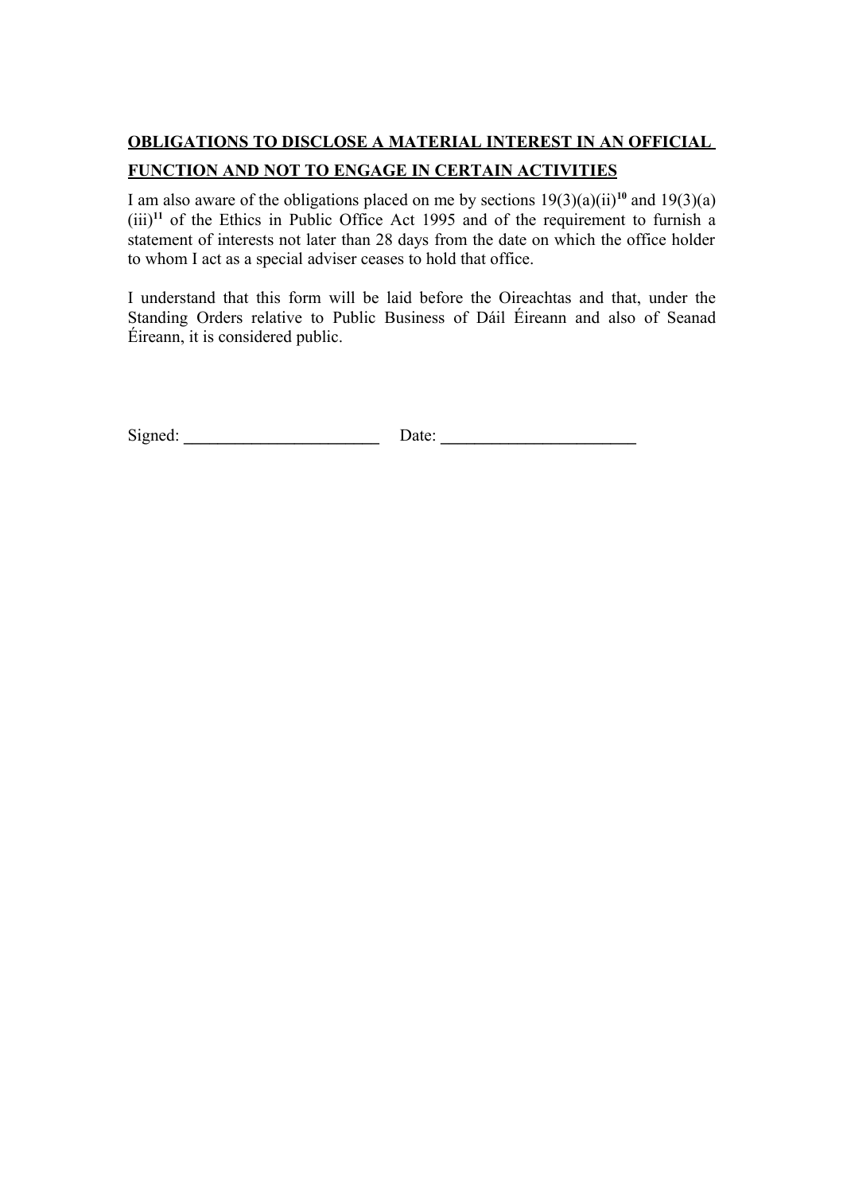## OBLIGATIONS TO DISCLOSE A MATERIAL INTEREST IN AN OFFICIAL FUNCTION AND NOT TO ENGAGE IN CERTAIN ACTIVITIES

I am also aware of the obligations placed on me by sections 19(3)(a)(ii)[10] and 19(3)(a)(iii)[11] of the Ethics in Public Office Act 1995 and of the requirement to furnish a statement of interests not later than 28 days from the date on which the office holder to whom I act as a special adviser ceases to hold that office.

I understand that this form will be laid before the Oireachtas and that, under the Standing Orders relative to Public Business of Dáil Éireann and also of Seanad Éireann, it is considered public.

Signed: ______________________ Date: ______________________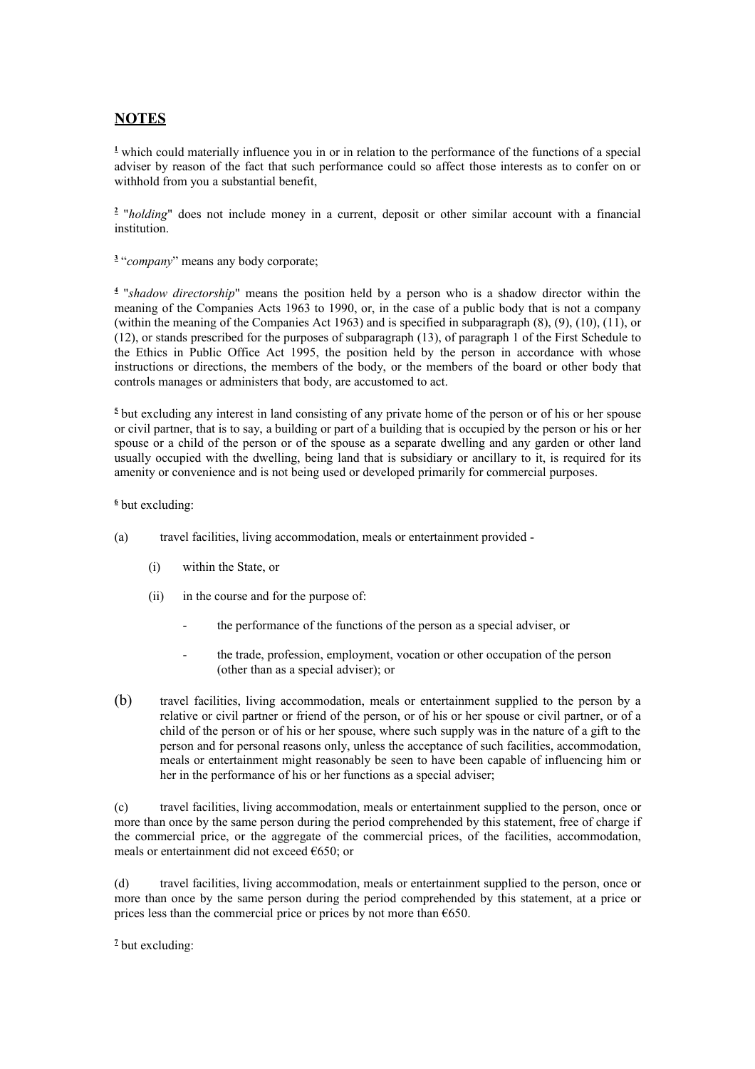## NOTES

[1] which could materially influence you in or in relation to the performance of the functions of a special adviser by reason of the fact that such performance could so affect those interests as to confer on or withhold from you a substantial benefit,

[2] "*holding*" does not include money in a current, deposit or other similar account with a financial institution.

[3] "*company*" means any body corporate;

[4] "*shadow directorship*" means the position held by a person who is a shadow director within the meaning of the Companies Acts 1963 to 1990, or, in the case of a public body that is not a company (within the meaning of the Companies Act 1963) and is specified in subparagraph (8), (9), (10), (11), or (12), or stands prescribed for the purposes of subparagraph (13), of paragraph 1 of the First Schedule to the Ethics in Public Office Act 1995, the position held by the person in accordance with whose instructions or directions, the members of the body, or the members of the board or other body that controls manages or administers that body, are accustomed to act.

[5] but excluding any interest in land consisting of any private home of the person or of his or her spouse or civil partner, that is to say, a building or part of a building that is occupied by the person or his or her spouse or a child of the person or of the spouse as a separate dwelling and any garden or other land usually occupied with the dwelling, being land that is subsidiary or ancillary to it, is required for its amenity or convenience and is not being used or developed primarily for commercial purposes.

[6] but excluding:

(a) travel facilities, living accommodation, meals or entertainment provided -

  (i) within the State, or

  (ii) in the course and for the purpose of:

   - the performance of the functions of the person as a special adviser, or

   - the trade, profession, employment, vocation or other occupation of the person (other than as a special adviser); or

(b) travel facilities, living accommodation, meals or entertainment supplied to the person by a relative or civil partner or friend of the person, or of his or her spouse or civil partner, or of a child of the person or of his or her spouse, where such supply was in the nature of a gift to the person and for personal reasons only, unless the acceptance of such facilities, accommodation, meals or entertainment might reasonably be seen to have been capable of influencing him or her in the performance of his or her functions as a special adviser;

(c) travel facilities, living accommodation, meals or entertainment supplied to the person, once or more than once by the same person during the period comprehended by this statement, free of charge if the commercial price, or the aggregate of the commercial prices, of the facilities, accommodation, meals or entertainment did not exceed €650; or

(d) travel facilities, living accommodation, meals or entertainment supplied to the person, once or more than once by the same person during the period comprehended by this statement, at a price or prices less than the commercial price or prices by not more than €650.

[7] but excluding: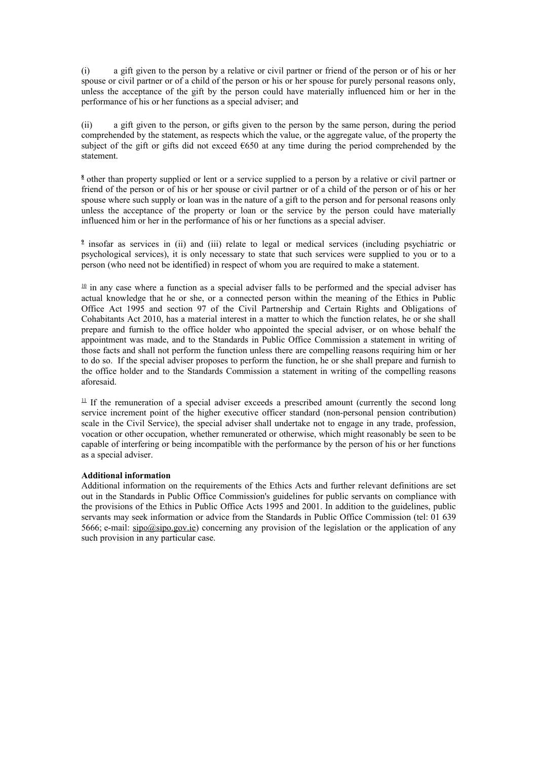(i) a gift given to the person by a relative or civil partner or friend of the person or of his or her spouse or civil partner or of a child of the person or his or her spouse for purely personal reasons only, unless the acceptance of the gift by the person could have materially influenced him or her in the performance of his or her functions as a special adviser; and

(ii) a gift given to the person, or gifts given to the person by the same person, during the period comprehended by the statement, as respects which the value, or the aggregate value, of the property the subject of the gift or gifts did not exceed €650 at any time during the period comprehended by the statement.

[8] other than property supplied or lent or a service supplied to a person by a relative or civil partner or friend of the person or of his or her spouse or civil partner or of a child of the person or of his or her spouse where such supply or loan was in the nature of a gift to the person and for personal reasons only unless the acceptance of the property or loan or the service by the person could have materially influenced him or her in the performance of his or her functions as a special adviser.

[9] insofar as services in (ii) and (iii) relate to legal or medical services (including psychiatric or psychological services), it is only necessary to state that such services were supplied to you or to a person (who need not be identified) in respect of whom you are required to make a statement.

[10] in any case where a function as a special adviser falls to be performed and the special adviser has actual knowledge that he or she, or a connected person within the meaning of the Ethics in Public Office Act 1995 and section 97 of the Civil Partnership and Certain Rights and Obligations of Cohabitants Act 2010, has a material interest in a matter to which the function relates, he or she shall prepare and furnish to the office holder who appointed the special adviser, or on whose behalf the appointment was made, and to the Standards in Public Office Commission a statement in writing of those facts and shall not perform the function unless there are compelling reasons requiring him or her to do so. If the special adviser proposes to perform the function, he or she shall prepare and furnish to the office holder and to the Standards Commission a statement in writing of the compelling reasons aforesaid.

[11] If the remuneration of a special adviser exceeds a prescribed amount (currently the second long service increment point of the higher executive officer standard (non-personal pension contribution) scale in the Civil Service), the special adviser shall undertake not to engage in any trade, profession, vocation or other occupation, whether remunerated or otherwise, which might reasonably be seen to be capable of interfering or being incompatible with the performance by the person of his or her functions as a special adviser.

**Additional information**

Additional information on the requirements of the Ethics Acts and further relevant definitions are set out in the Standards in Public Office Commission's guidelines for public servants on compliance with the provisions of the Ethics in Public Office Acts 1995 and 2001. In addition to the guidelines, public servants may seek information or advice from the Standards in Public Office Commission (tel: 01 639 5666; e-mail: sipo@sipo.gov.ie) concerning any provision of the legislation or the application of any such provision in any particular case.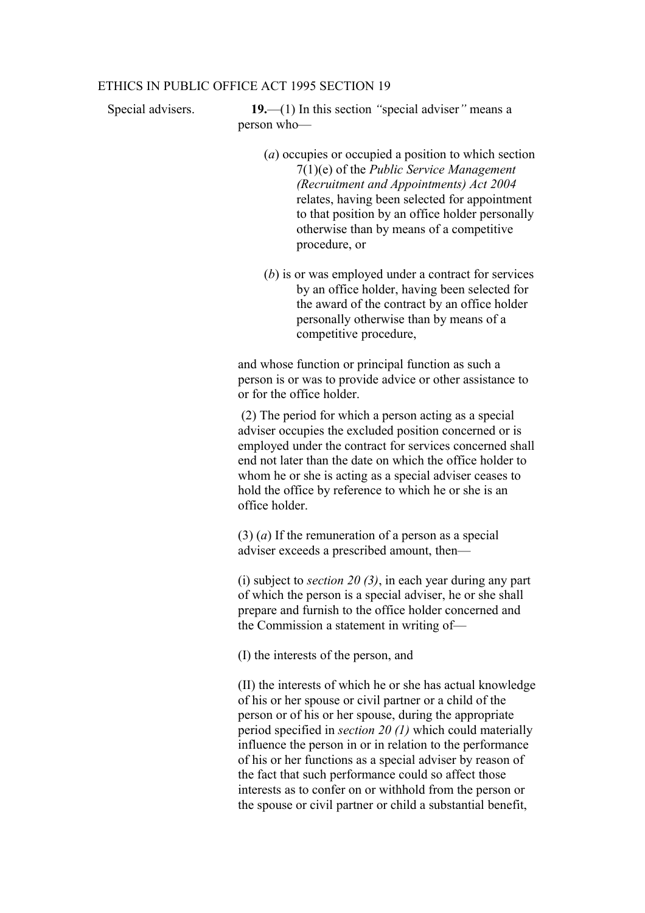ETHICS IN PUBLIC OFFICE ACT 1995 SECTION 19

Special advisers.

**19.**—(1) In this section *"*special adviser*"* means a person who—

(*a*) occupies or occupied a position to which section 7(1)(e) of the *Public Service Management (Recruitment and Appointments) Act 2004* relates, having been selected for appointment to that position by an office holder personally otherwise than by means of a competitive procedure, or

(*b*) is or was employed under a contract for services by an office holder, having been selected for the award of the contract by an office holder personally otherwise than by means of a competitive procedure,

and whose function or principal function as such a person is or was to provide advice or other assistance to or for the office holder.

(2) The period for which a person acting as a special adviser occupies the excluded position concerned or is employed under the contract for services concerned shall end not later than the date on which the office holder to whom he or she is acting as a special adviser ceases to hold the office by reference to which he or she is an office holder.

(3) (*a*) If the remuneration of a person as a special adviser exceeds a prescribed amount, then—

(i) subject to *section 20 (3)*, in each year during any part of which the person is a special adviser, he or she shall prepare and furnish to the office holder concerned and the Commission a statement in writing of—

(I) the interests of the person, and

(II) the interests of which he or she has actual knowledge of his or her spouse or civil partner or a child of the person or of his or her spouse, during the appropriate period specified in *section 20 (1)* which could materially influence the person in or in relation to the performance of his or her functions as a special adviser by reason of the fact that such performance could so affect those interests as to confer on or withhold from the person or the spouse or civil partner or child a substantial benefit,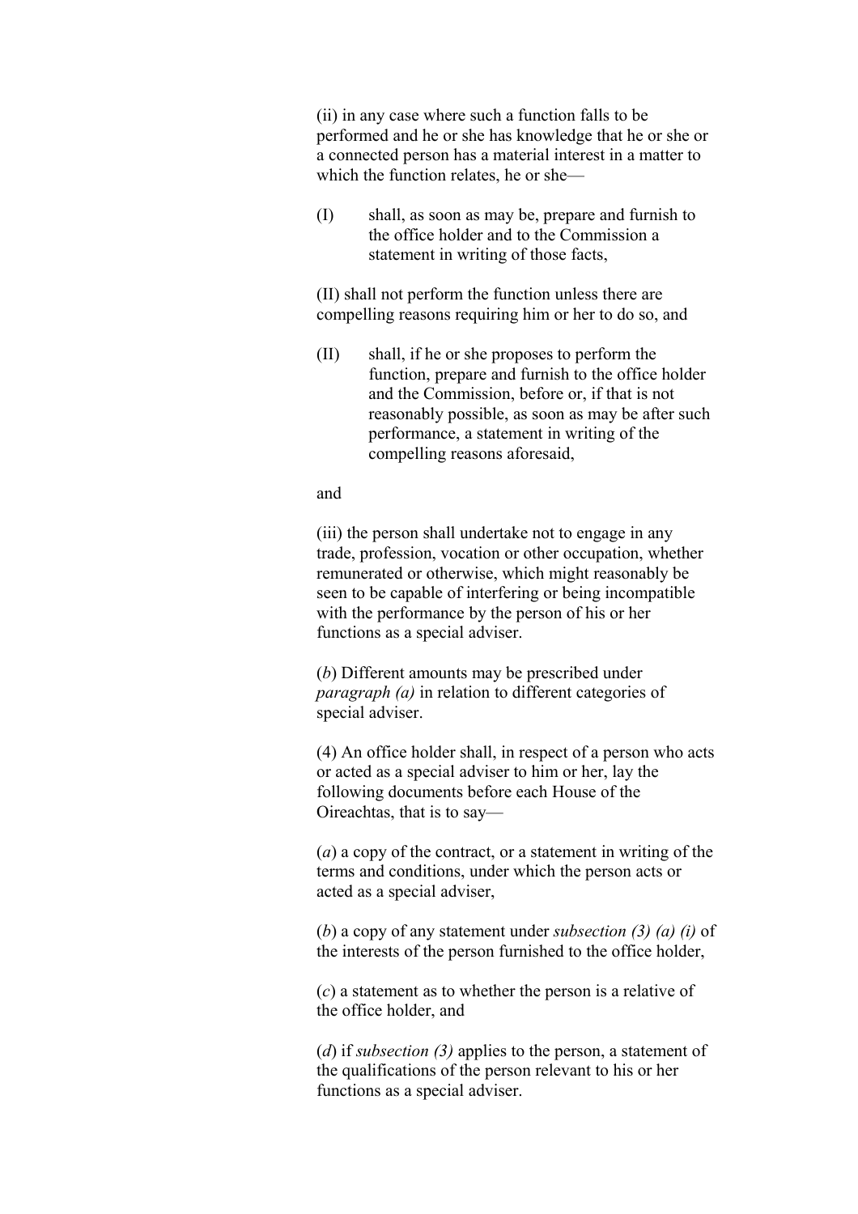(ii) in any case where such a function falls to be performed and he or she has knowledge that he or she or a connected person has a material interest in a matter to which the function relates, he or she—

(I) shall, as soon as may be, prepare and furnish to the office holder and to the Commission a statement in writing of those facts,

(II) shall not perform the function unless there are compelling reasons requiring him or her to do so, and

(II) shall, if he or she proposes to perform the function, prepare and furnish to the office holder and the Commission, before or, if that is not reasonably possible, as soon as may be after such performance, a statement in writing of the compelling reasons aforesaid,

and

(iii) the person shall undertake not to engage in any trade, profession, vocation or other occupation, whether remunerated or otherwise, which might reasonably be seen to be capable of interfering or being incompatible with the performance by the person of his or her functions as a special adviser.

(*b*) Different amounts may be prescribed under *paragraph (a)* in relation to different categories of special adviser.

(4) An office holder shall, in respect of a person who acts or acted as a special adviser to him or her, lay the following documents before each House of the Oireachtas, that is to say—

(*a*) a copy of the contract, or a statement in writing of the terms and conditions, under which the person acts or acted as a special adviser,

(*b*) a copy of any statement under *subsection (3) (a) (i)* of the interests of the person furnished to the office holder,

(*c*) a statement as to whether the person is a relative of the office holder, and

(*d*) if *subsection (3)* applies to the person, a statement of the qualifications of the person relevant to his or her functions as a special adviser.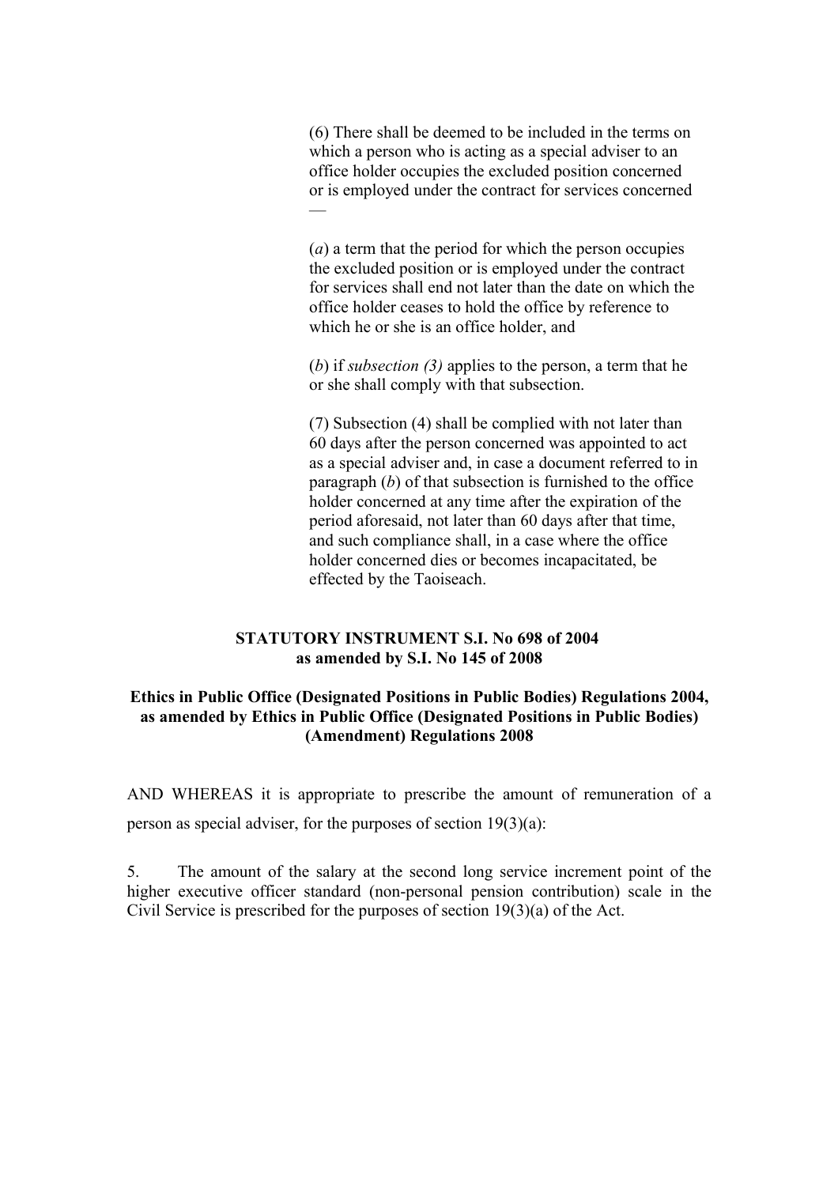(6) There shall be deemed to be included in the terms on which a person who is acting as a special adviser to an office holder occupies the excluded position concerned or is employed under the contract for services concerned —

(*a*) a term that the period for which the person occupies the excluded position or is employed under the contract for services shall end not later than the date on which the office holder ceases to hold the office by reference to which he or she is an office holder, and

(*b*) if *subsection (3)* applies to the person, a term that he or she shall comply with that subsection.

(7) Subsection (4) shall be complied with not later than 60 days after the person concerned was appointed to act as a special adviser and, in case a document referred to in paragraph (*b*) of that subsection is furnished to the office holder concerned at any time after the expiration of the period aforesaid, not later than 60 days after that time, and such compliance shall, in a case where the office holder concerned dies or becomes incapacitated, be effected by the Taoiseach.

**STATUTORY INSTRUMENT S.I. No 698 of 2004**
**as amended by S.I. No 145 of 2008**

**Ethics in Public Office (Designated Positions in Public Bodies) Regulations 2004, as amended by Ethics in Public Office (Designated Positions in Public Bodies) (Amendment) Regulations 2008**

AND WHEREAS it is appropriate to prescribe the amount of remuneration of a person as special adviser, for the purposes of section 19(3)(a):

5. The amount of the salary at the second long service increment point of the higher executive officer standard (non-personal pension contribution) scale in the Civil Service is prescribed for the purposes of section 19(3)(a) of the Act.